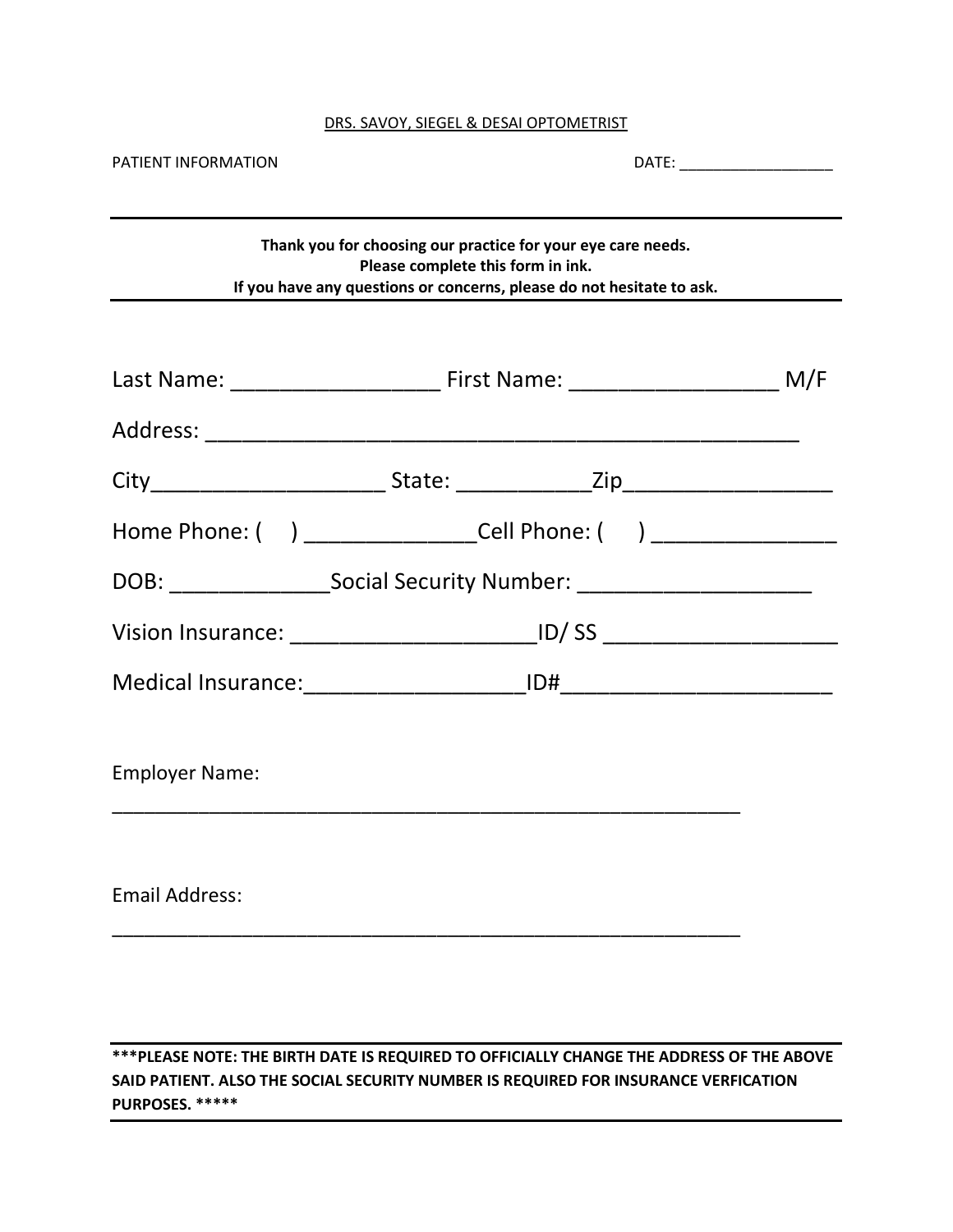DRS. SAVOY, SIEGEL & DESAI OPTOMETRIST

PATIENT INFORMATION DATE: __________________

---

**Thank you for choosing our practice for your eye care needs.**
**Please complete this form in ink.**
**If you have any questions or concerns, please do not hesitate to ask.**

---

Last Name: _________________ First Name: _________________ M/F

Address: _________________________________________________

City____________________ State: ___________Zip_________________

Home Phone: ( ) ______________Cell Phone: ( ) _______________

DOB: _____________Social Security Number: ___________________

Vision Insurance: ____________________ID/ SS ___________________

Medical Insurance:__________________ID#______________________

Employer Name:

___________________________________________________________

Email Address:

___________________________________________________________

---

**\*\*\*PLEASE NOTE: THE BIRTH DATE IS REQUIRED TO OFFICIALLY CHANGE THE ADDRESS OF THE ABOVE SAID PATIENT. ALSO THE SOCIAL SECURITY NUMBER IS REQUIRED FOR INSURANCE VERFICATION PURPOSES. \*\*\*\*\***

---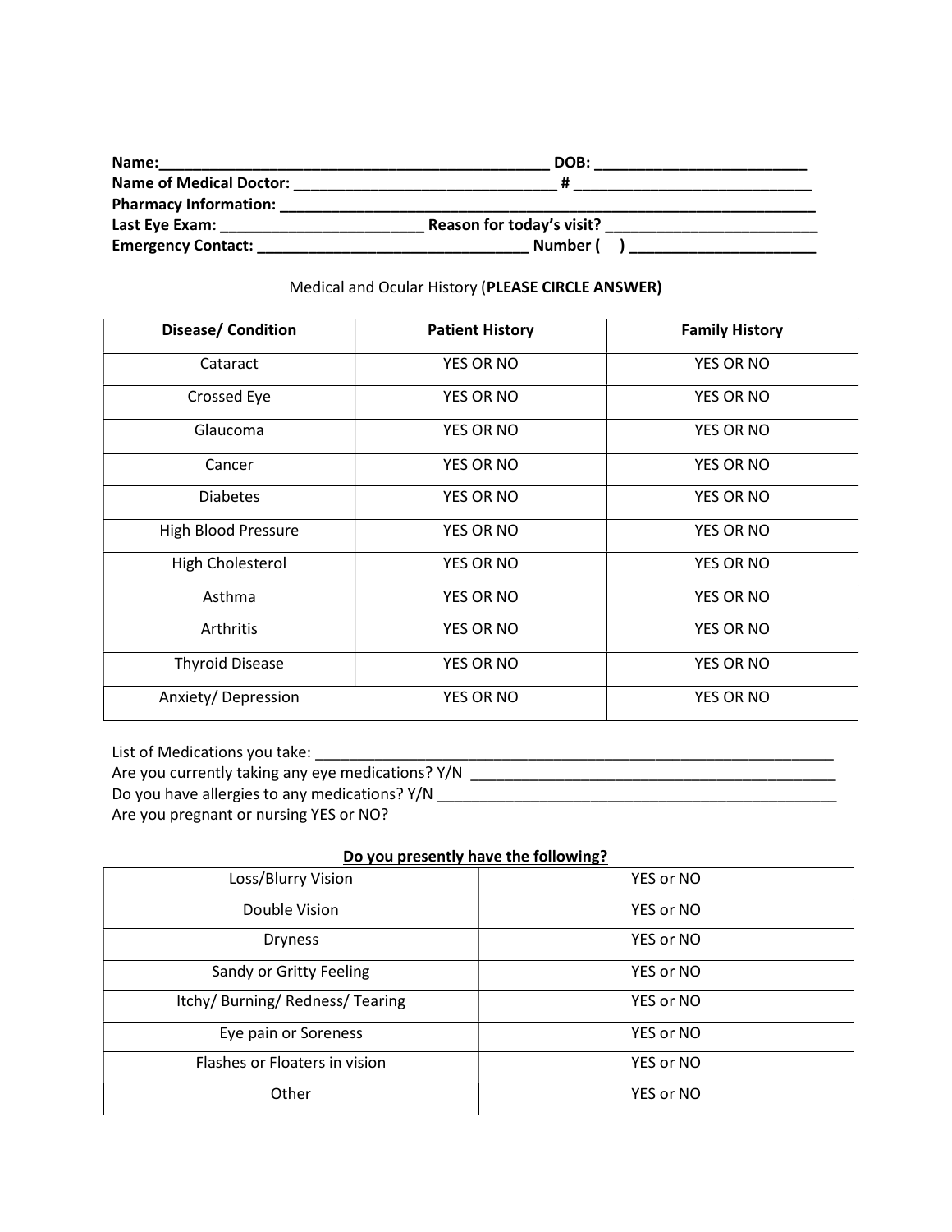**Name:**_______________________________________________ **DOB:** _________________________
**Name of Medical Doctor:** ______________________________ **#** ____________________________
**Pharmacy Information:** ____________________________________________________________________
**Last Eye Exam:** ________________________ **Reason for today's visit?** _________________________
**Emergency Contact:** _______________________________ **Number (    )** ______________________

Medical and Ocular History (**PLEASE CIRCLE ANSWER)**

| Disease/ Condition | Patient History | Family History |
|---|---|---|
| Cataract | YES OR NO | YES OR NO |
| Crossed Eye | YES OR NO | YES OR NO |
| Glaucoma | YES OR NO | YES OR NO |
| Cancer | YES OR NO | YES OR NO |
| Diabetes | YES OR NO | YES OR NO |
| High Blood Pressure | YES OR NO | YES OR NO |
| High Cholesterol | YES OR NO | YES OR NO |
| Asthma | YES OR NO | YES OR NO |
| Arthritis | YES OR NO | YES OR NO |
| Thyroid Disease | YES OR NO | YES OR NO |
| Anxiety/ Depression | YES OR NO | YES OR NO |

List of Medications you take: _________________________________________________________________
Are you currently taking any eye medications? Y/N ____________________________________________
Do you have allergies to any medications? Y/N _________________________________________________
Are you pregnant or nursing YES or NO?

**Do you presently have the following?**

| Symptom | Answer |
|---|---|
| Loss/Blurry Vision | YES or NO |
| Double Vision | YES or NO |
| Dryness | YES or NO |
| Sandy or Gritty Feeling | YES or NO |
| Itchy/ Burning/ Redness/ Tearing | YES or NO |
| Eye pain or Soreness | YES or NO |
| Flashes or Floaters in vision | YES or NO |
| Other | YES or NO |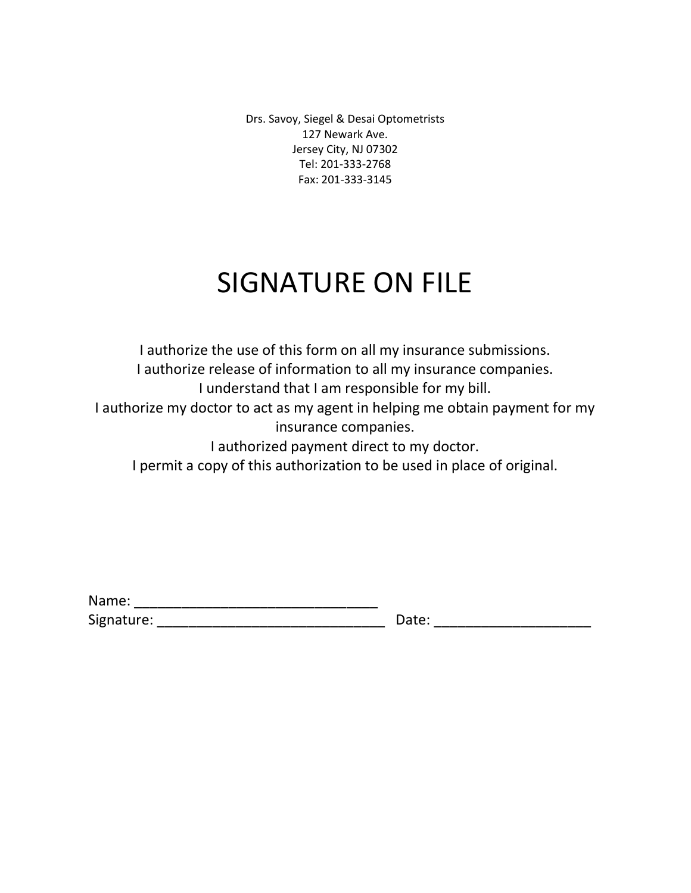Drs. Savoy, Siegel & Desai Optometrists
127 Newark Ave.
Jersey City, NJ 07302
Tel: 201-333-2768
Fax: 201-333-3145

# SIGNATURE ON FILE

I authorize the use of this form on all my insurance submissions.
I authorize release of information to all my insurance companies.
I understand that I am responsible for my bill.
I authorize my doctor to act as my agent in helping me obtain payment for my insurance companies.
I authorized payment direct to my doctor.
I permit a copy of this authorization to be used in place of original.

Name: ______________________________
Signature: _____________________________ Date: ___________________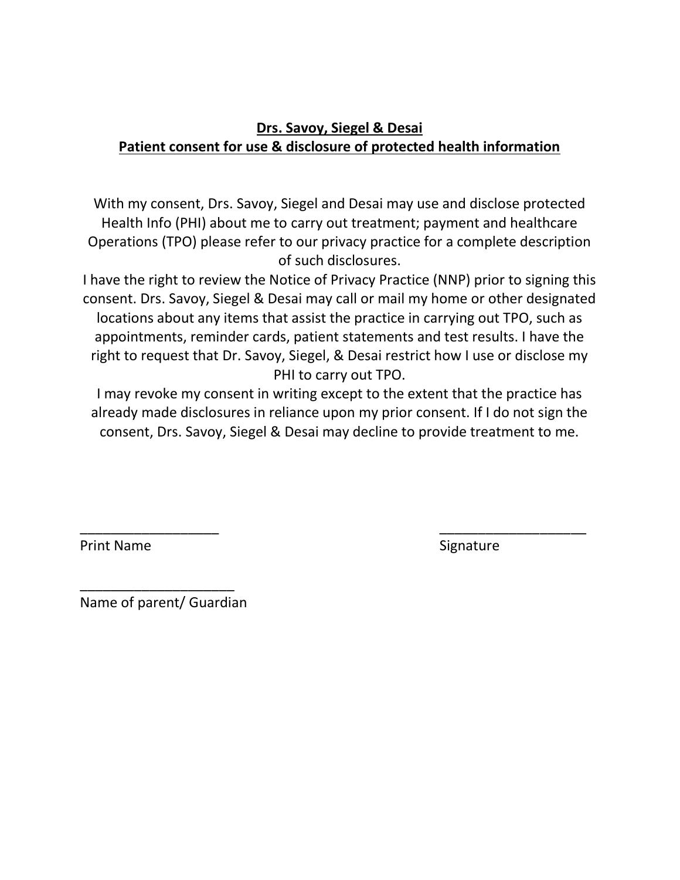**Drs. Savoy, Siegel & Desai**
**Patient consent for use & disclosure of protected health information**

With my consent, Drs. Savoy, Siegel and Desai may use and disclose protected Health Info (PHI) about me to carry out treatment; payment and healthcare Operations (TPO) please refer to our privacy practice for a complete description of such disclosures.

I have the right to review the Notice of Privacy Practice (NNP) prior to signing this consent. Drs. Savoy, Siegel & Desai may call or mail my home or other designated locations about any items that assist the practice in carrying out TPO, such as appointments, reminder cards, patient statements and test results. I have the right to request that Dr. Savoy, Siegel, & Desai restrict how I use or disclose my PHI to carry out TPO.

I may revoke my consent in writing except to the extent that the practice has already made disclosures in reliance upon my prior consent. If I do not sign the consent, Drs. Savoy, Siegel & Desai may decline to provide treatment to me.

\_\_\_\_\_\_\_\_\_\_\_\_\_\_\_\_\_\_\_\_
Print Name

\_\_\_\_\_\_\_\_\_\_\_\_\_\_\_\_\_\_\_\_
Signature

\_\_\_\_\_\_\_\_\_\_\_\_\_\_\_\_\_\_\_\_
Name of parent/ Guardian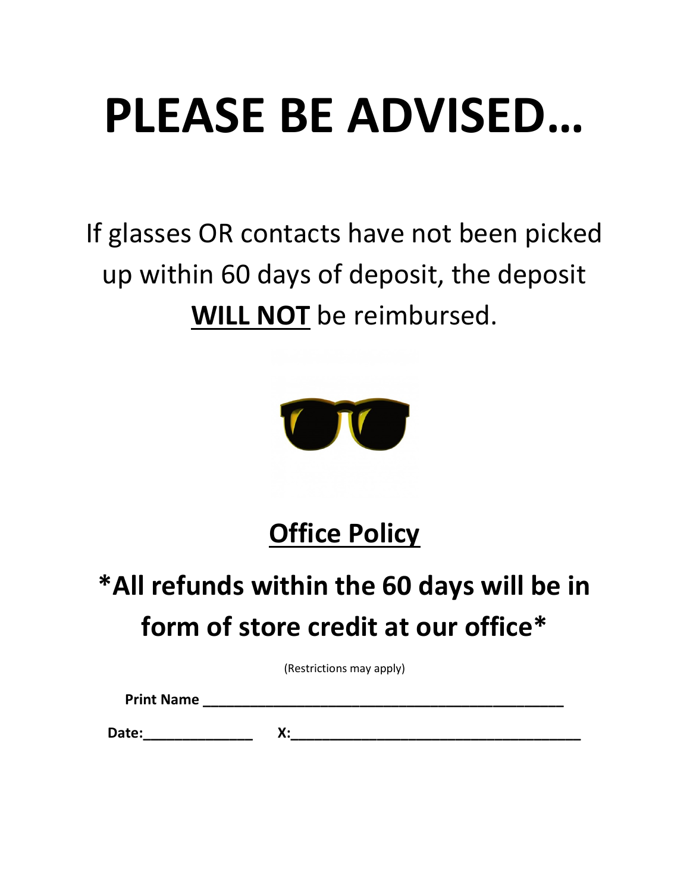# PLEASE BE ADVISED…

If glasses OR contacts have not been picked up within 60 days of deposit, the deposit **WILL NOT** be reimbursed.

## Office Policy

**\*All refunds within the 60 days will be in form of store credit at our office\***

(Restrictions may apply)

**Print Name** ______________________________________________

**Date:**______________ **X:**____________________________________